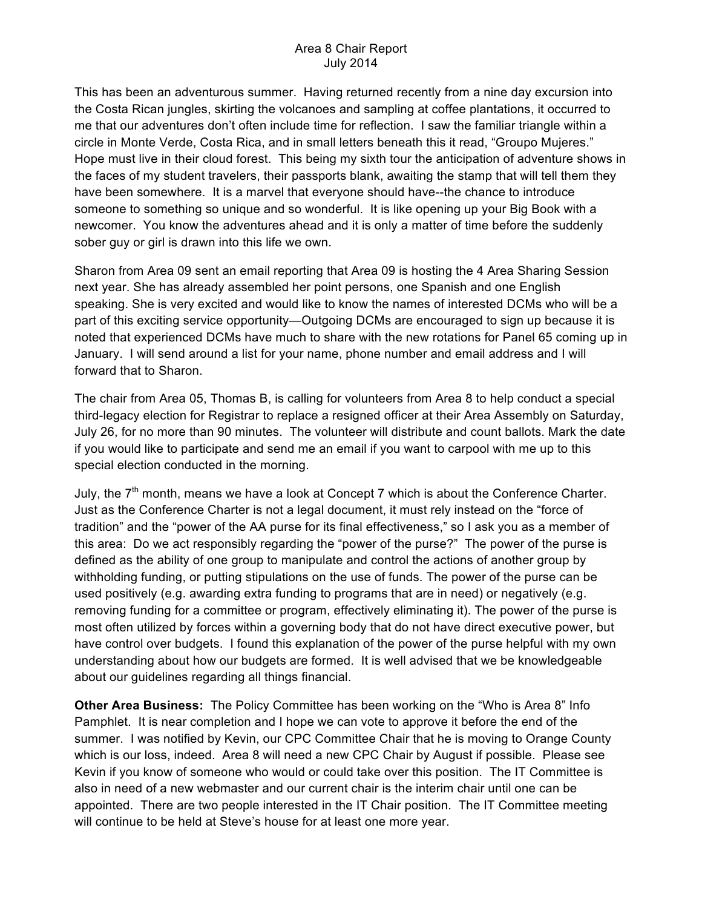# Area 8 Chair Report
July 2014

This has been an adventurous summer. Having returned recently from a nine day excursion into the Costa Rican jungles, skirting the volcanoes and sampling at coffee plantations, it occurred to me that our adventures don't often include time for reflection. I saw the familiar triangle within a circle in Monte Verde, Costa Rica, and in small letters beneath this it read, "Groupo Mujeres." Hope must live in their cloud forest. This being my sixth tour the anticipation of adventure shows in the faces of my student travelers, their passports blank, awaiting the stamp that will tell them they have been somewhere. It is a marvel that everyone should have--the chance to introduce someone to something so unique and so wonderful. It is like opening up your Big Book with a newcomer. You know the adventures ahead and it is only a matter of time before the suddenly sober guy or girl is drawn into this life we own.

Sharon from Area 09 sent an email reporting that Area 09 is hosting the 4 Area Sharing Session next year. She has already assembled her point persons, one Spanish and one English speaking. She is very excited and would like to know the names of interested DCMs who will be a part of this exciting service opportunity—Outgoing DCMs are encouraged to sign up because it is noted that experienced DCMs have much to share with the new rotations for Panel 65 coming up in January. I will send around a list for your name, phone number and email address and I will forward that to Sharon.

The chair from Area 05, Thomas B, is calling for volunteers from Area 8 to help conduct a special third-legacy election for Registrar to replace a resigned officer at their Area Assembly on Saturday, July 26, for no more than 90 minutes. The volunteer will distribute and count ballots. Mark the date if you would like to participate and send me an email if you want to carpool with me up to this special election conducted in the morning.

July, the 7th month, means we have a look at Concept 7 which is about the Conference Charter. Just as the Conference Charter is not a legal document, it must rely instead on the "force of tradition" and the "power of the AA purse for its final effectiveness," so I ask you as a member of this area: Do we act responsibly regarding the "power of the purse?" The power of the purse is defined as the ability of one group to manipulate and control the actions of another group by withholding funding, or putting stipulations on the use of funds. The power of the purse can be used positively (e.g. awarding extra funding to programs that are in need) or negatively (e.g. removing funding for a committee or program, effectively eliminating it). The power of the purse is most often utilized by forces within a governing body that do not have direct executive power, but have control over budgets. I found this explanation of the power of the purse helpful with my own understanding about how our budgets are formed. It is well advised that we be knowledgeable about our guidelines regarding all things financial.

**Other Area Business:** The Policy Committee has been working on the "Who is Area 8" Info Pamphlet. It is near completion and I hope we can vote to approve it before the end of the summer. I was notified by Kevin, our CPC Committee Chair that he is moving to Orange County which is our loss, indeed. Area 8 will need a new CPC Chair by August if possible. Please see Kevin if you know of someone who would or could take over this position. The IT Committee is also in need of a new webmaster and our current chair is the interim chair until one can be appointed. There are two people interested in the IT Chair position. The IT Committee meeting will continue to be held at Steve's house for at least one more year.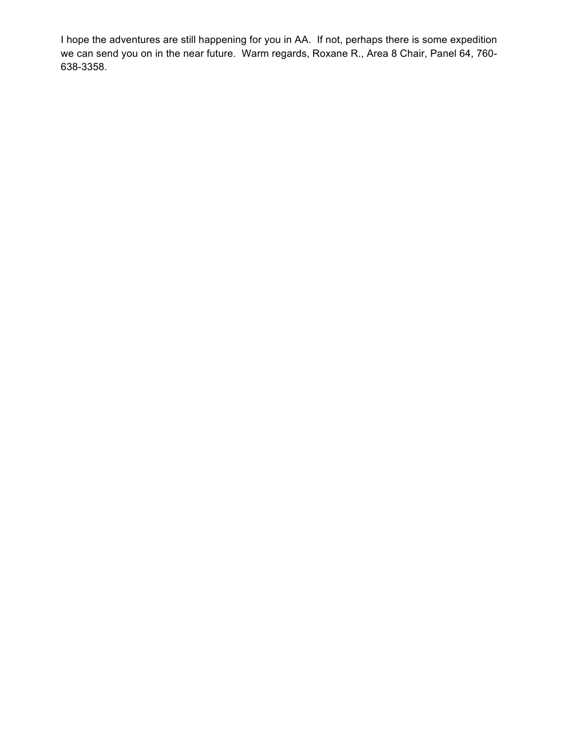I hope the adventures are still happening for you in AA. If not, perhaps there is some expedition we can send you on in the near future. Warm regards, Roxane R., Area 8 Chair, Panel 64, 760-638-3358.